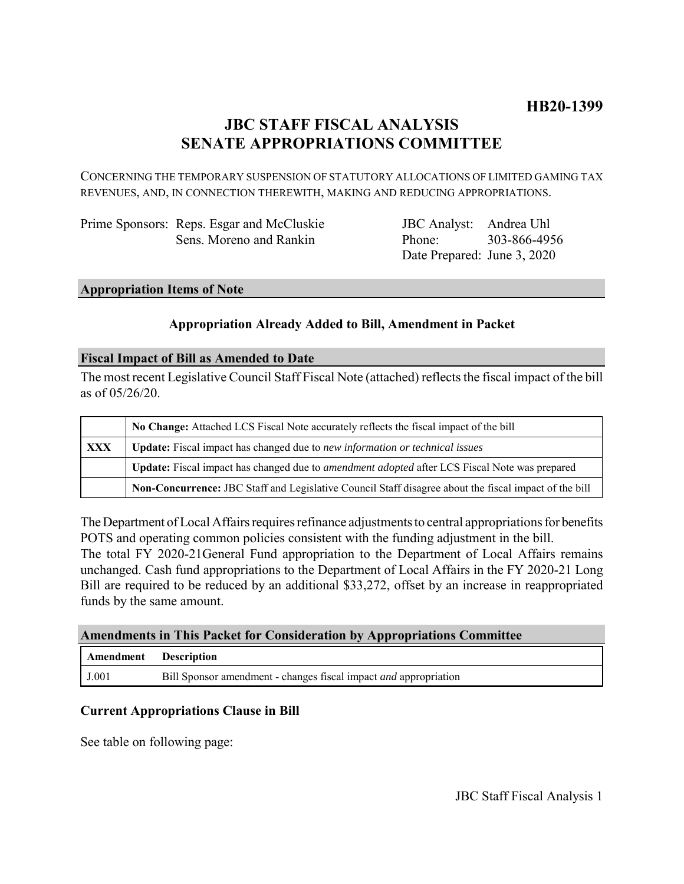**HB20-1399**

# JBC STAFF FISCAL ANALYSIS
# SENATE APPROPRIATIONS COMMITTEE

CONCERNING THE TEMPORARY SUSPENSION OF STATUTORY ALLOCATIONS OF LIMITED GAMING TAX REVENUES, AND, IN CONNECTION THEREWITH, MAKING AND REDUCING APPROPRIATIONS.

| | |
|---|---|
| Prime Sponsors: Reps. Esgar and McCluskie<br>Sens. Moreno and Rankin | JBC Analyst: Andrea Uhl<br>Phone: 303-866-4956<br>Date Prepared: June 3, 2020 |

## Appropriation Items of Note

### Appropriation Already Added to Bill, Amendment in Packet

## Fiscal Impact of Bill as Amended to Date

The most recent Legislative Council Staff Fiscal Note (attached) reflects the fiscal impact of the bill as of 05/26/20.

| | |
|---|---|
| | **No Change:** Attached LCS Fiscal Note accurately reflects the fiscal impact of the bill |
| **XXX** | **Update:** Fiscal impact has changed due to *new information or technical issues* |
| | **Update:** Fiscal impact has changed due to *amendment adopted* after LCS Fiscal Note was prepared |
| | **Non-Concurrence:** JBC Staff and Legislative Council Staff disagree about the fiscal impact of the bill |

The Department of Local Affairs requires refinance adjustments to central appropriations for benefits POTS and operating common policies consistent with the funding adjustment in the bill.
The total FY 2020-21General Fund appropriation to the Department of Local Affairs remains unchanged. Cash fund appropriations to the Department of Local Affairs in the FY 2020-21 Long Bill are required to be reduced by an additional $33,272, offset by an increase in reappropriated funds by the same amount.

## Amendments in This Packet for Consideration by Appropriations Committee

| Amendment | Description |
|---|---|
| J.001 | Bill Sponsor amendment - changes fiscal impact *and* appropriation |

### Current Appropriations Clause in Bill

See table on following page: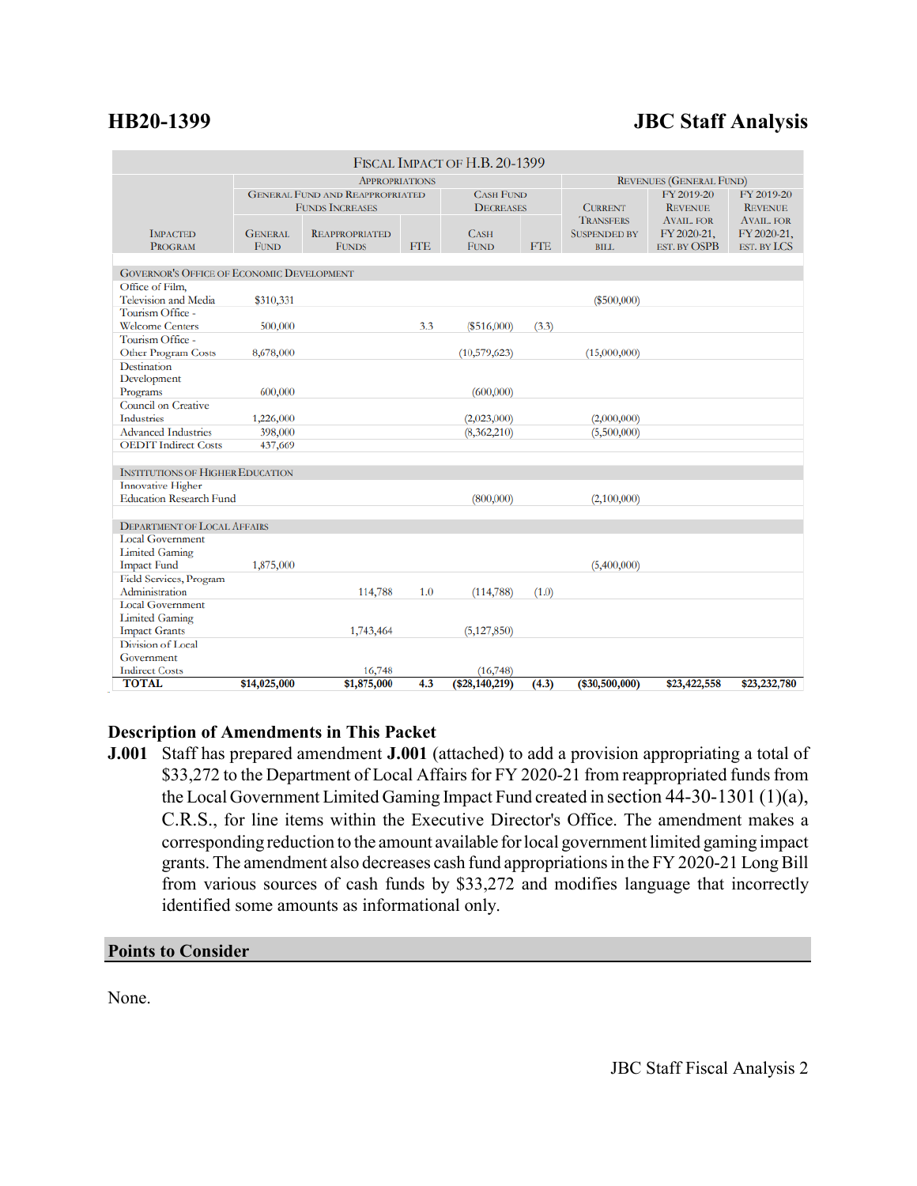## HB20-1399

## JBC Staff Analysis

| Fiscal Impact of H.B. 20-1399 | | | | | | | | |
|---|---|---|---|---|---|---|---|---|
| | Appropriations | | | | | Revenues (General Fund) | | |
| | General Fund and Reappropriated Funds Increases | | | Cash Fund Decreases | | | | |
| Impacted Program | General Fund | Reappropriated Funds | FTE | Cash Fund | FTE | Current Transfers Suspended by Bill | FY 2019-20 Revenue Avail. for FY 2020-21, Est. by OSPB | FY 2019-20 Revenue Avail. for FY 2020-21, Est. by LCS |
| **Governor's Office of Economic Development** | | | | | | | | |
| Office of Film, Television and Media | $310,331 | | | | | ($500,000) | | |
| Tourism Office - Welcome Centers | 500,000 | | 3.3 | ($516,000) | (3.3) | | | |
| Tourism Office - Other Program Costs | 8,678,000 | | | (10,579,623) | | (15,000,000) | | |
| Destination Development Programs | 600,000 | | | (600,000) | | | | |
| Council on Creative Industries | 1,226,000 | | | (2,023,000) | | (2,000,000) | | |
| Advanced Industries | 398,000 | | | (8,362,210) | | (5,500,000) | | |
| OEDIT Indirect Costs | 437,669 | | | | | | | |
| **Institutions of Higher Education** | | | | | | | | |
| Innovative Higher Education Research Fund | | | | (800,000) | | (2,100,000) | | |
| **Department of Local Affairs** | | | | | | | | |
| Local Government Limited Gaming Impact Fund | 1,875,000 | | | | | (5,400,000) | | |
| Field Services, Program Administration | | 114,788 | 1.0 | (114,788) | (1.0) | | | |
| Local Government Limited Gaming Impact Grants | | 1,743,464 | | (5,127,850) | | | | |
| Division of Local Government Indirect Costs | | 16,748 | | (16,748) | | | | |
| **TOTAL** | **$14,025,000** | **$1,875,000** | **4.3** | **($28,140,219)** | **(4.3)** | **($30,500,000)** | **$23,422,558** | **$23,232,780** |

### Description of Amendments in This Packet

**J.001** Staff has prepared amendment **J.001** (attached) to add a provision appropriating a total of $33,272 to the Department of Local Affairs for FY 2020-21 from reappropriated funds from the Local Government Limited Gaming Impact Fund created in section 44-30-1301 (1)(a), C.R.S., for line items within the Executive Director's Office. The amendment makes a corresponding reduction to the amount available for local government limited gaming impact grants. The amendment also decreases cash fund appropriations in the FY 2020-21 Long Bill from various sources of cash funds by $33,272 and modifies language that incorrectly identified some amounts as informational only.

### Points to Consider

None.